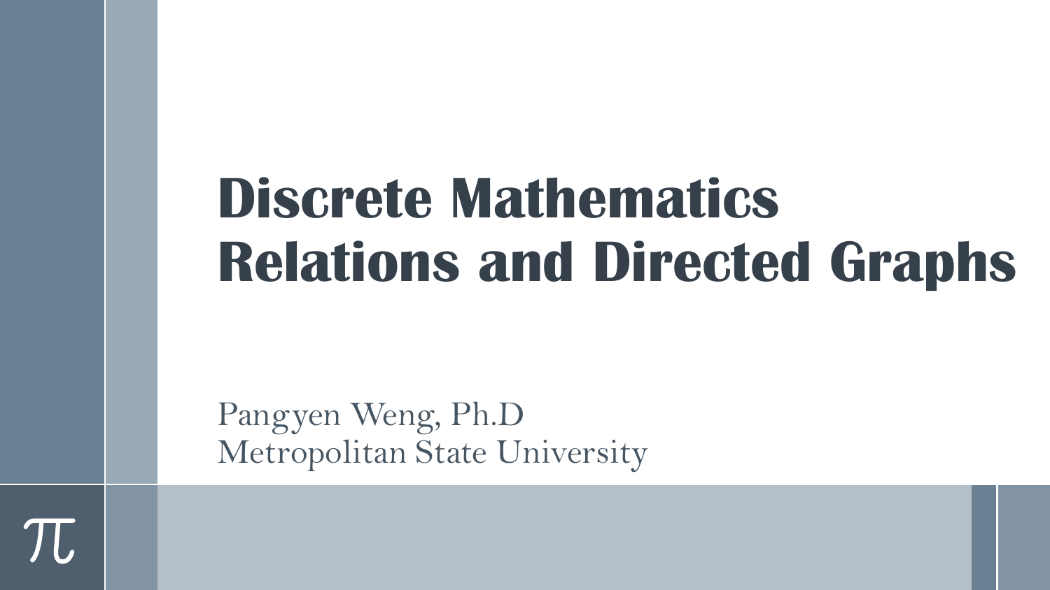# Discrete Mathematics
# Relations and Directed Graphs

Pangyen Weng, Ph.D
Metropolitan State University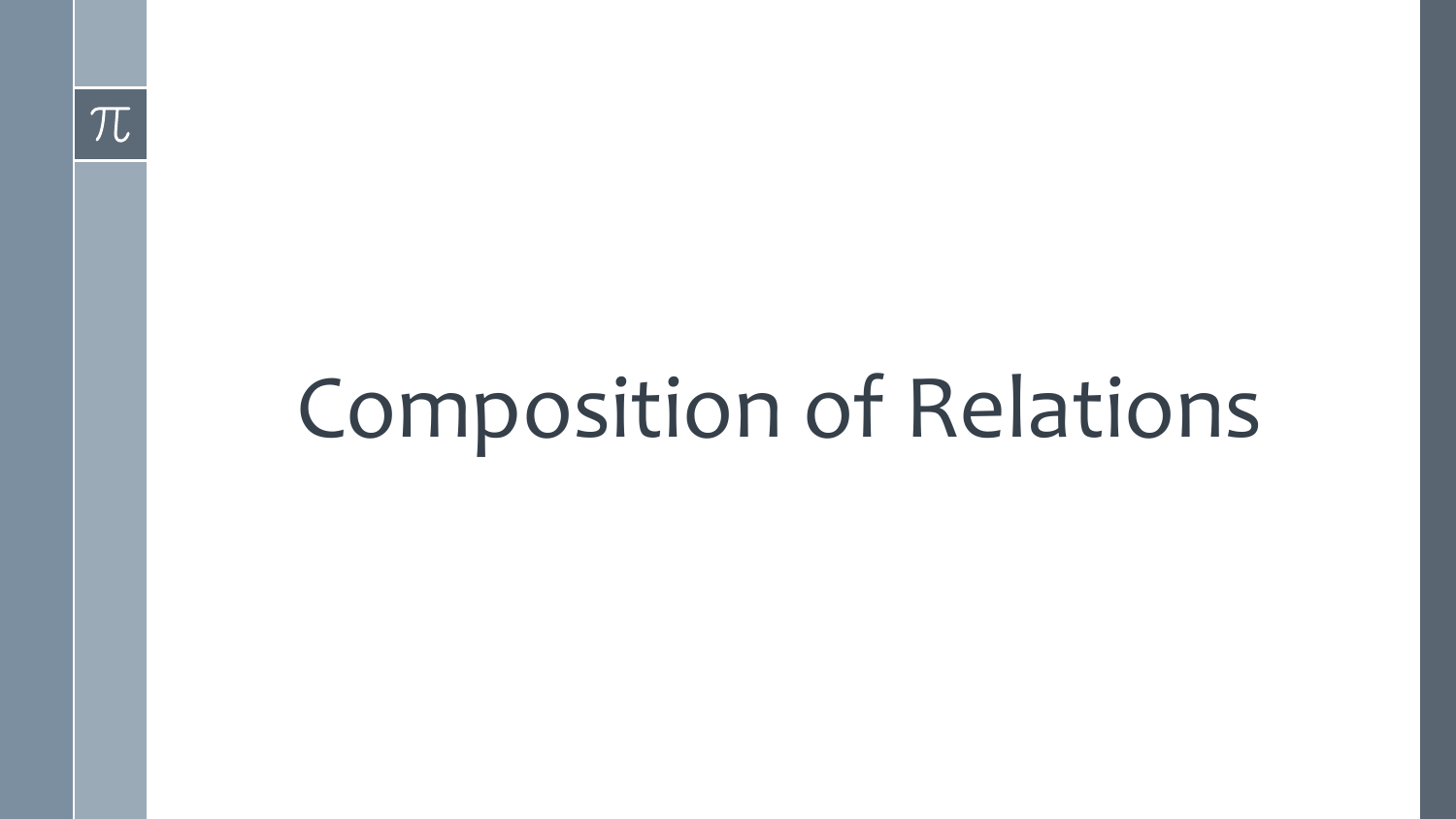# Composition of Relations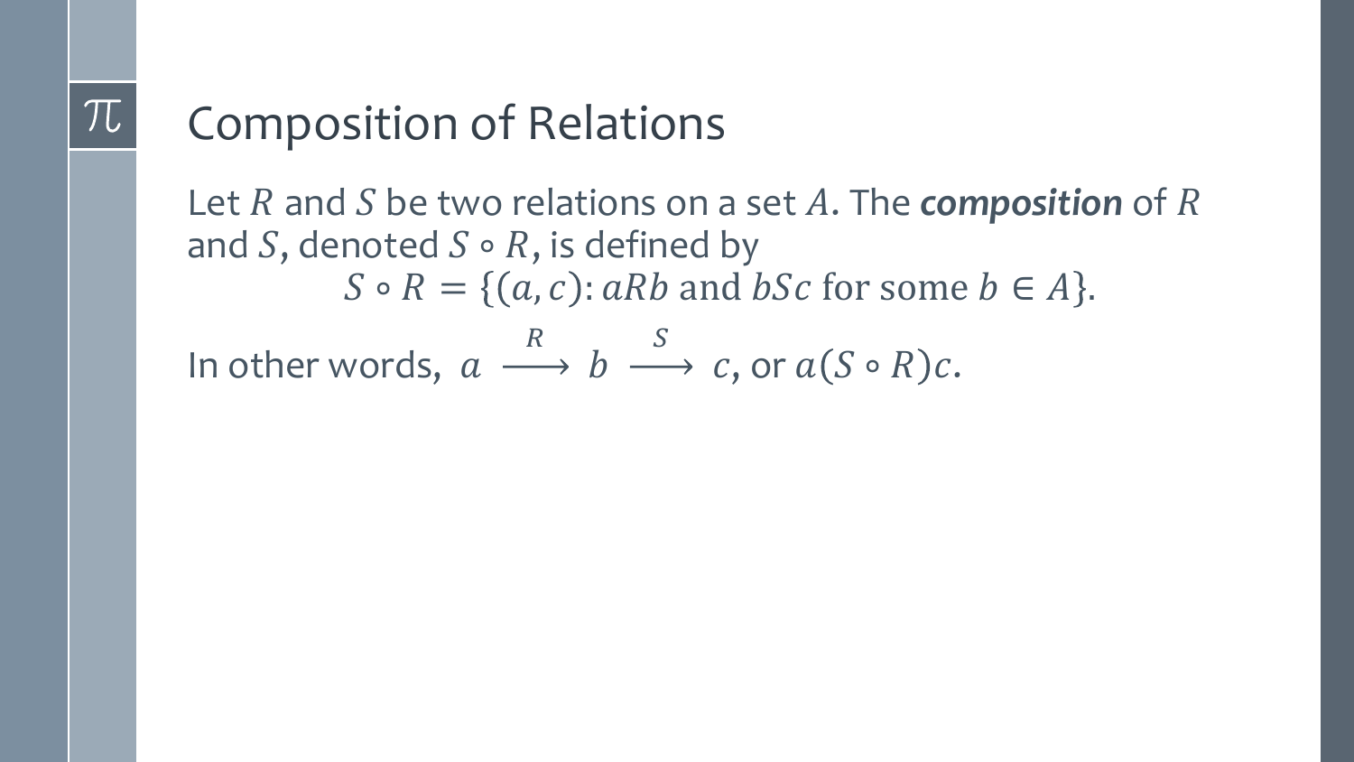# Composition of Relations

Let $R$ and $S$ be two relations on a set $A$. The ***composition*** of $R$ and $S$, denoted $S \circ R$, is defined by

$$S \circ R = \{(a, c) : aRb \text{ and } bSc \text{ for some } b \in A\}.$$

In other words, $a \xrightarrow{R} b \xrightarrow{S} c$, or $a(S \circ R)c$.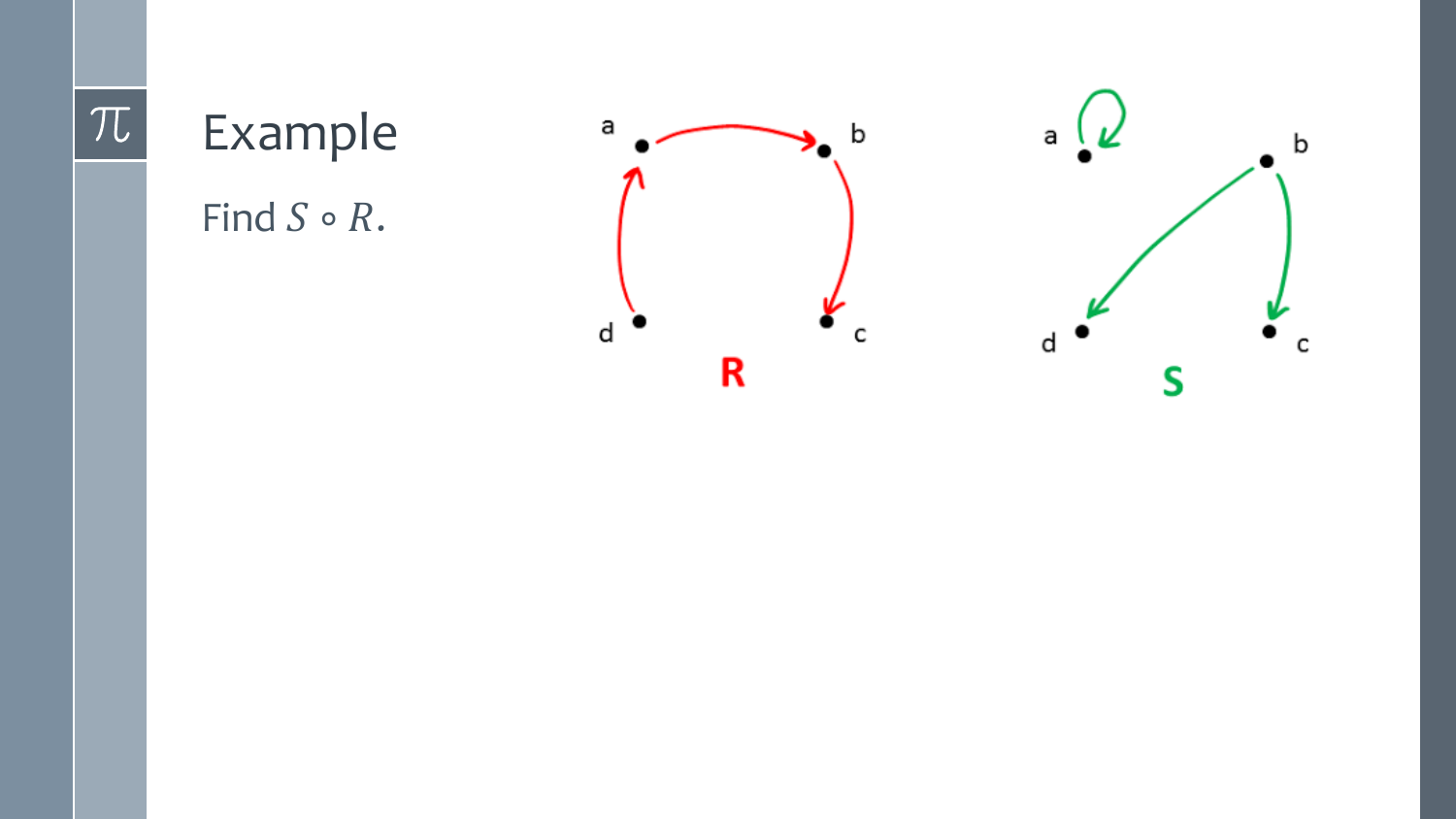# Example

Find $S \circ R$.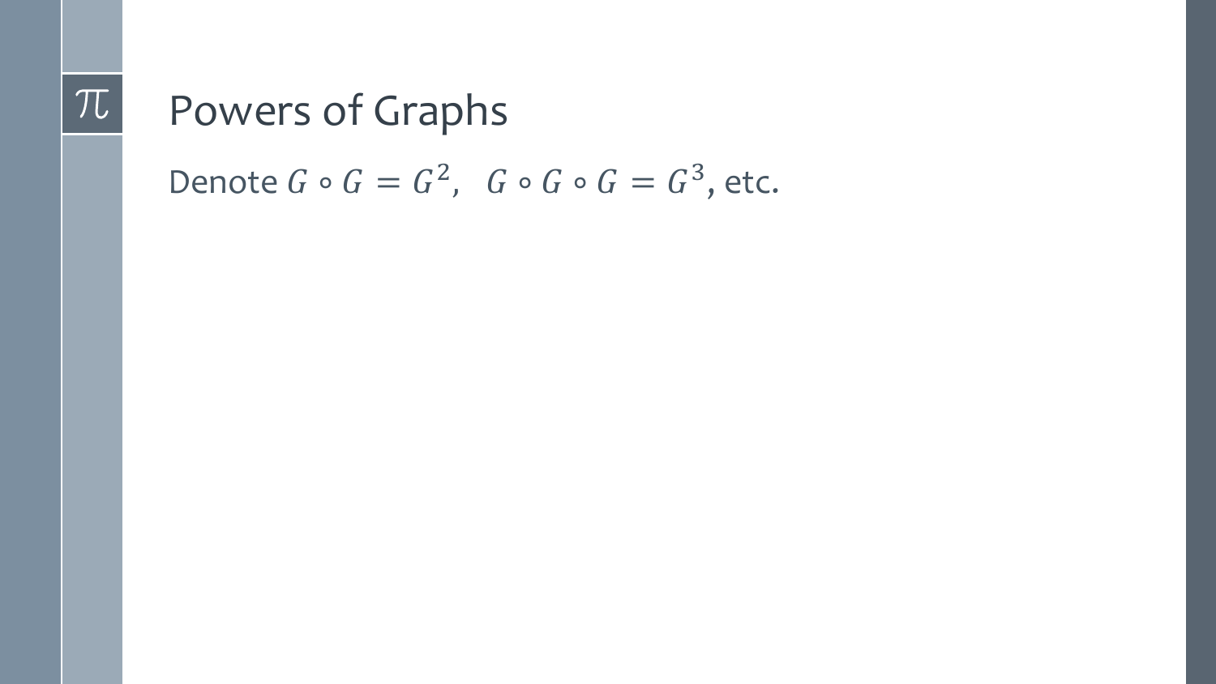# Powers of Graphs

Denote $G \circ G = G^2$, $\;G \circ G \circ G = G^3$, etc.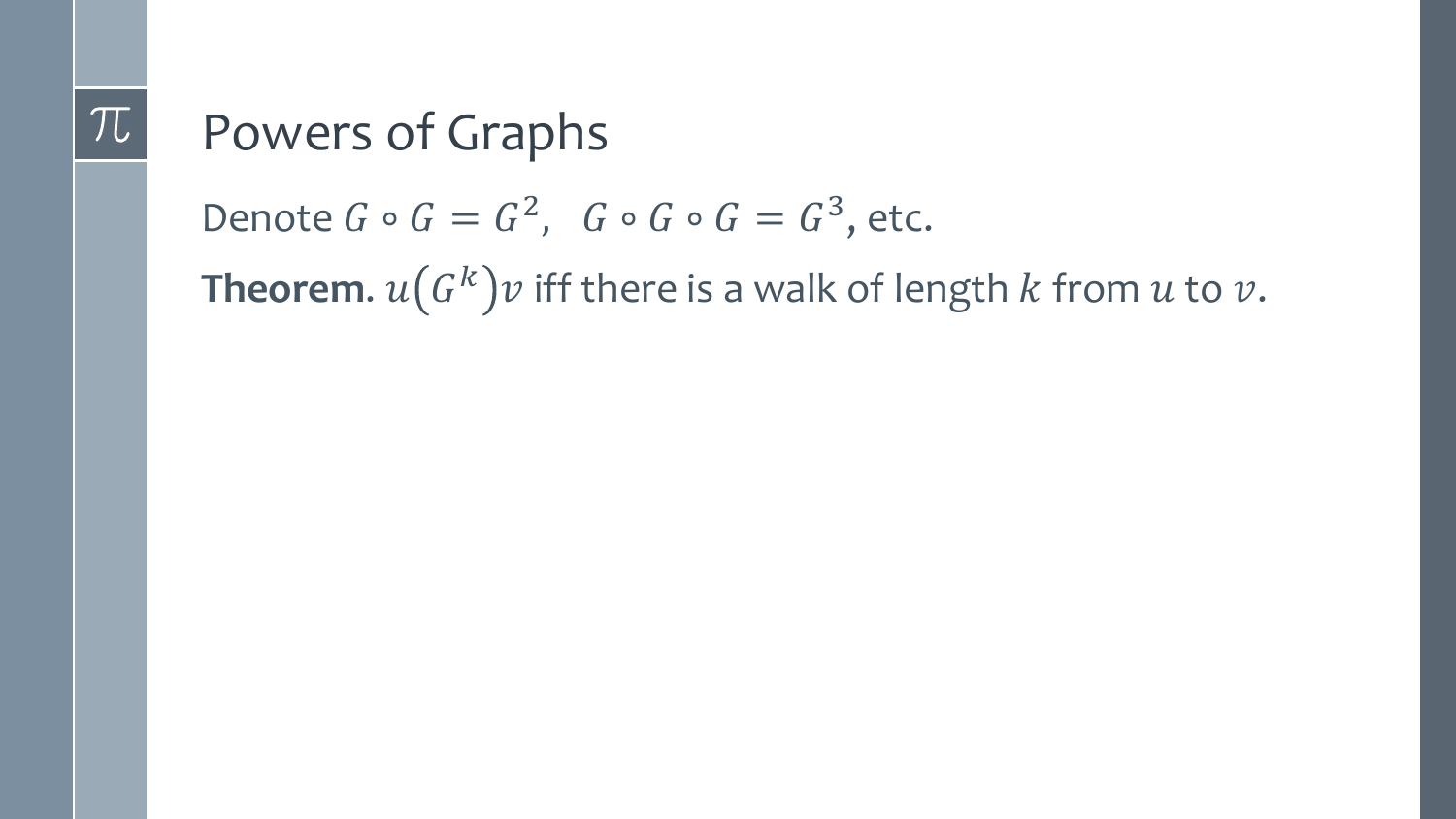# Powers of Graphs

Denote $G \circ G = G^2$, $G \circ G \circ G = G^3$, etc.

**Theorem**. $u\left(G^k\right)v$ iff there is a walk of length $k$ from $u$ to $v$.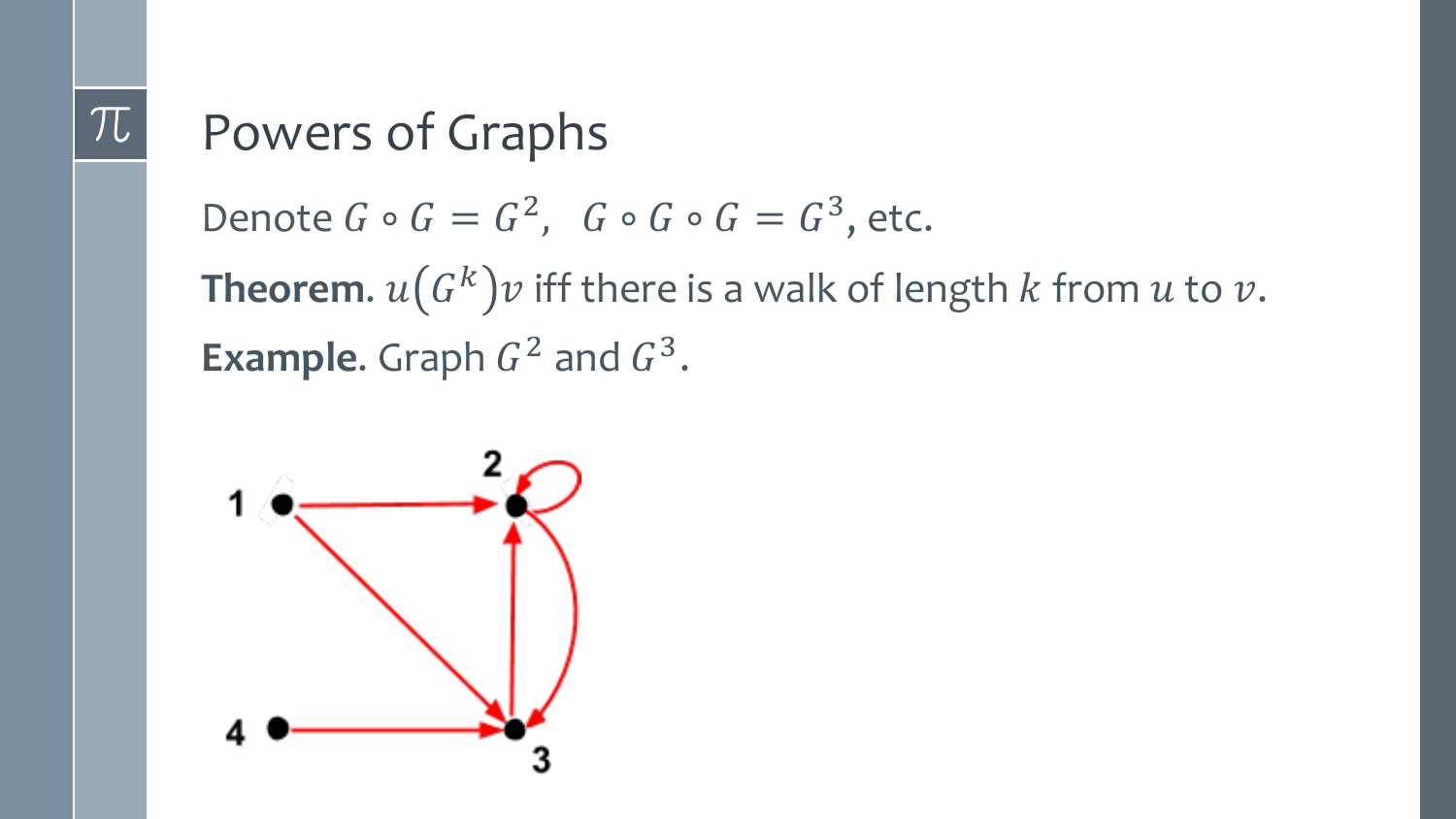# Powers of Graphs

Denote $G \circ G = G^2$, $G \circ G \circ G = G^3$, etc.

**Theorem.** $u(G^k)v$ iff there is a walk of length $k$ from $u$ to $v$.

**Example.** Graph $G^2$ and $G^3$.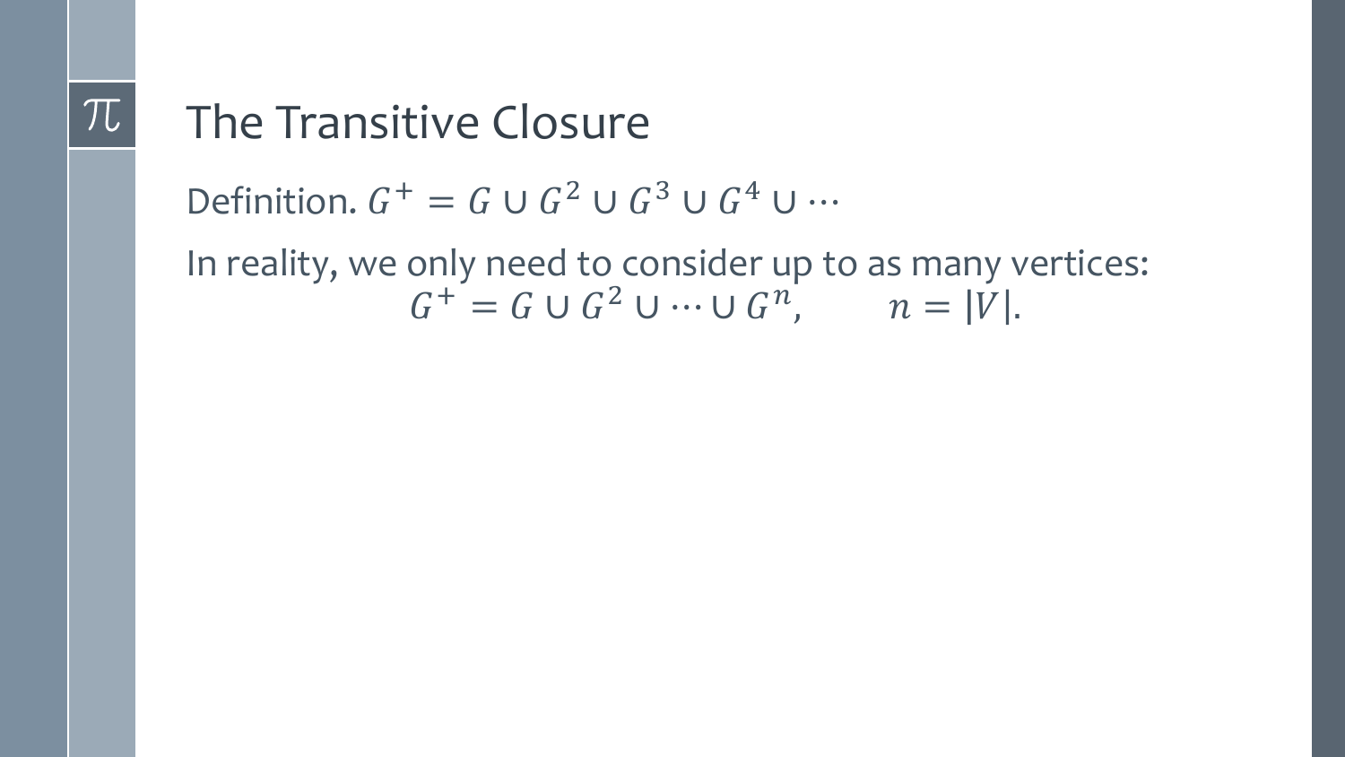# The Transitive Closure

Definition. $G^+ = G \cup G^2 \cup G^3 \cup G^4 \cup \cdots$

In reality, we only need to consider up to as many vertices:

$$G^+ = G \cup G^2 \cup \cdots \cup G^n, \qquad n = |V|.$$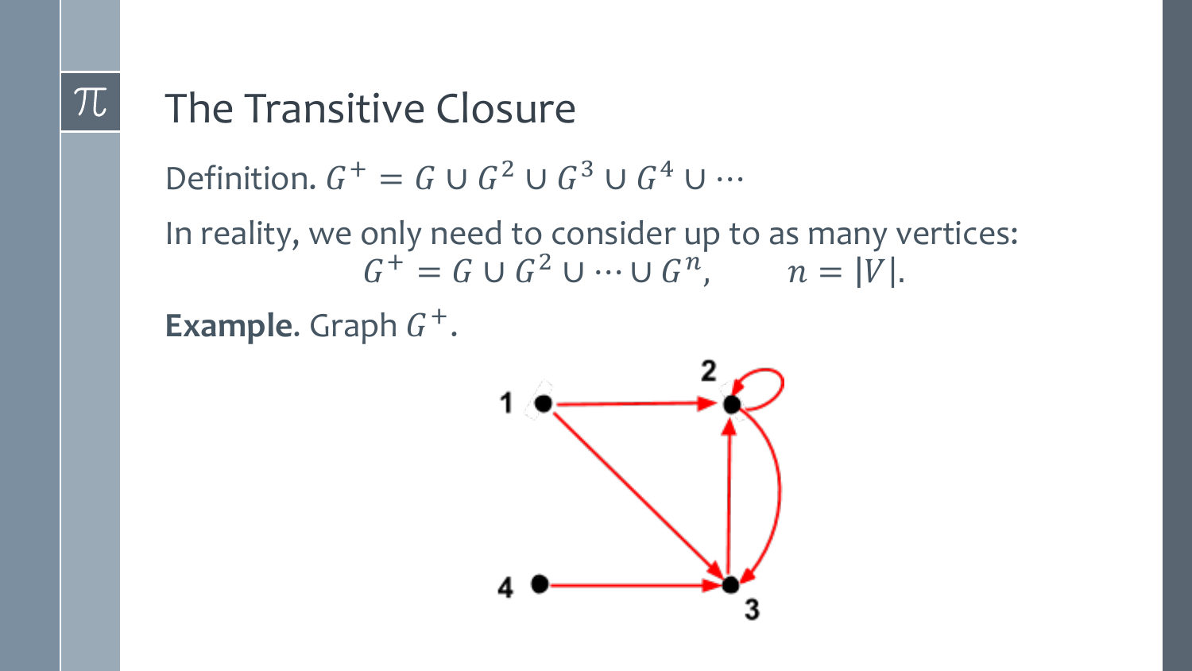# The Transitive Closure

Definition. $G^+ = G \cup G^2 \cup G^3 \cup G^4 \cup \cdots$

In reality, we only need to consider up to as many vertices:

$$G^+ = G \cup G^2 \cup \cdots \cup G^n, \qquad n = |V|.$$

**Example**. Graph $G^+$.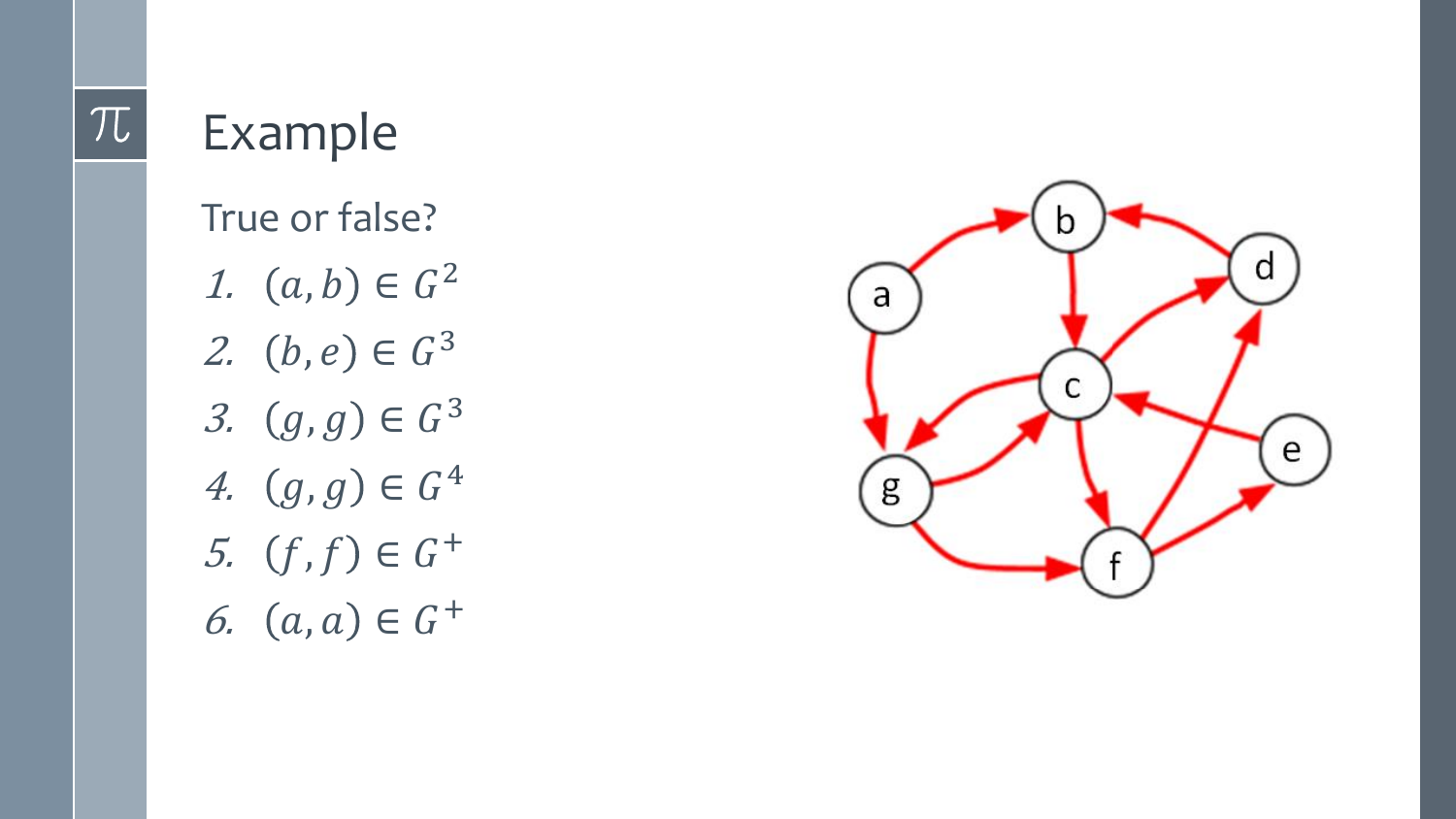# Example

True or false?

1. $(a, b) \in G^2$
2. $(b, e) \in G^3$
3. $(g, g) \in G^3$
4. $(g, g) \in G^4$
5. $(f, f) \in G^+$
6. $(a, a) \in G^+$